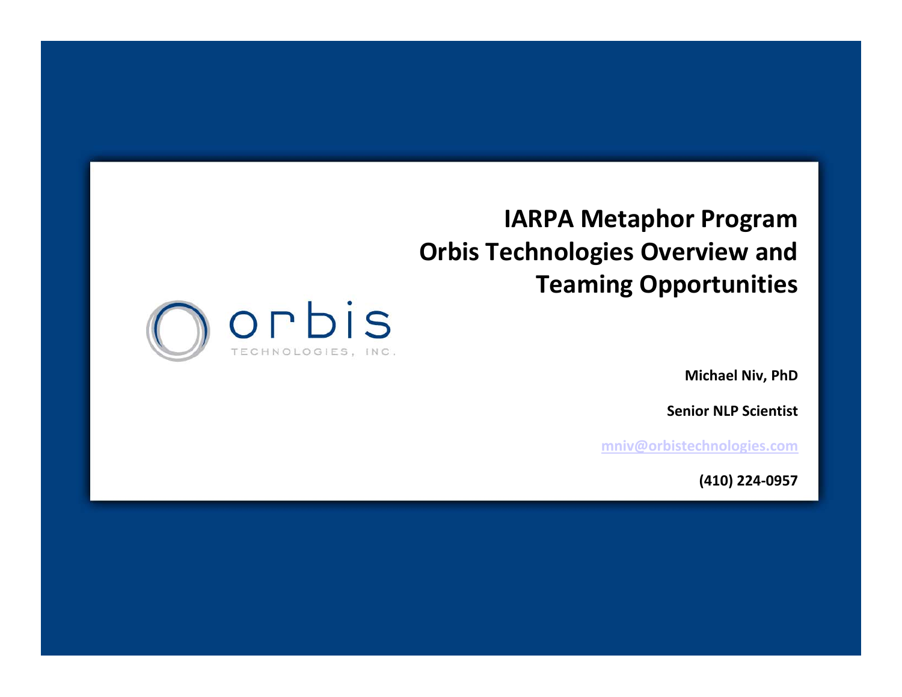# IARPA Metaphor Program
# Orbis Technologies Overview and Teaming Opportunities

orbis
TECHNOLOGIES, INC.

**Michael Niv, PhD**

**Senior NLP Scientist**

mniv@orbistechnologies.com

**(410) 224-0957**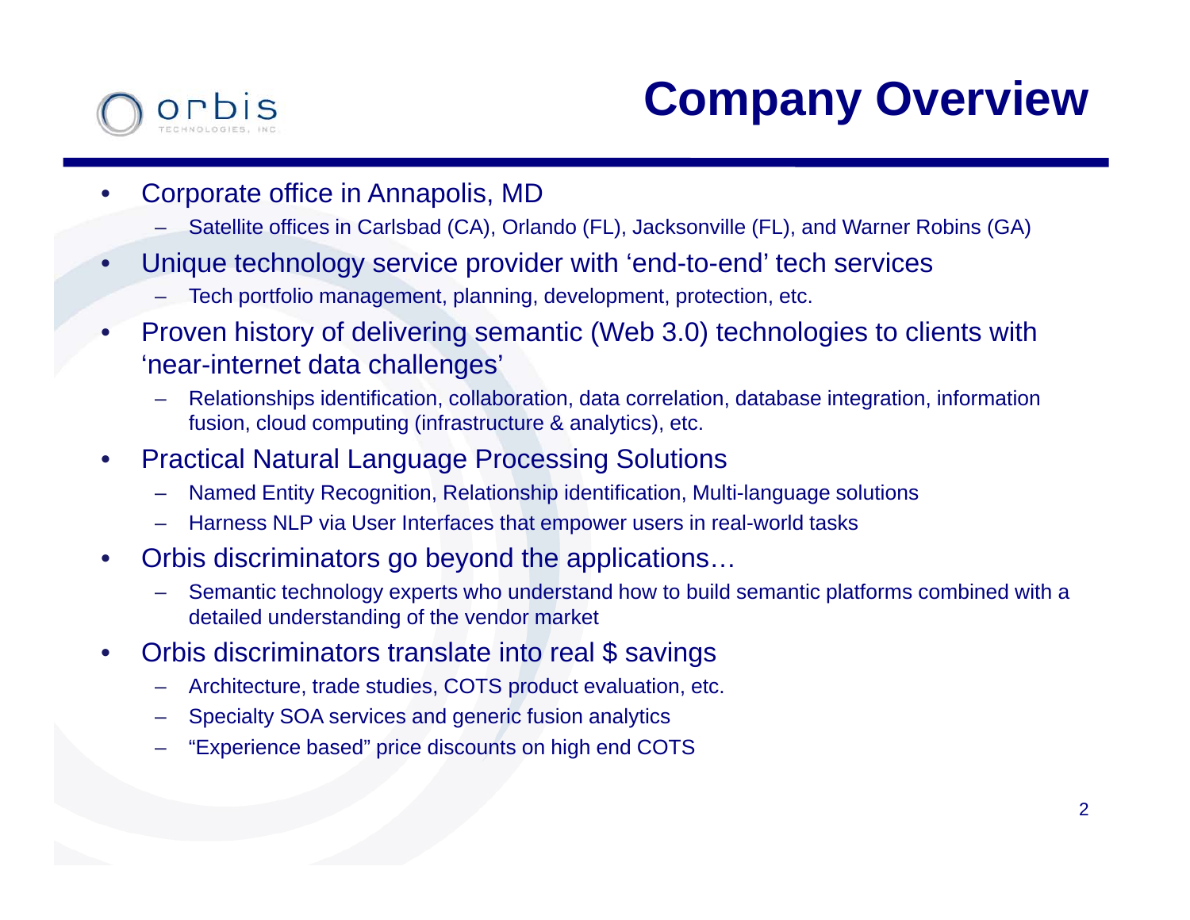# Company Overview

- Corporate office in Annapolis, MD
  - Satellite offices in Carlsbad (CA), Orlando (FL), Jacksonville (FL), and Warner Robins (GA)
- Unique technology service provider with 'end-to-end' tech services
  - Tech portfolio management, planning, development, protection, etc.
- Proven history of delivering semantic (Web 3.0) technologies to clients with 'near-internet data challenges'
  - Relationships identification, collaboration, data correlation, database integration, information fusion, cloud computing (infrastructure & analytics), etc.
- Practical Natural Language Processing Solutions
  - Named Entity Recognition, Relationship identification, Multi-language solutions
  - Harness NLP via User Interfaces that empower users in real-world tasks
- Orbis discriminators go beyond the applications…
  - Semantic technology experts who understand how to build semantic platforms combined with a detailed understanding of the vendor market
- Orbis discriminators translate into real $ savings
  - Architecture, trade studies, COTS product evaluation, etc.
  - Specialty SOA services and generic fusion analytics
  - "Experience based" price discounts on high end COTS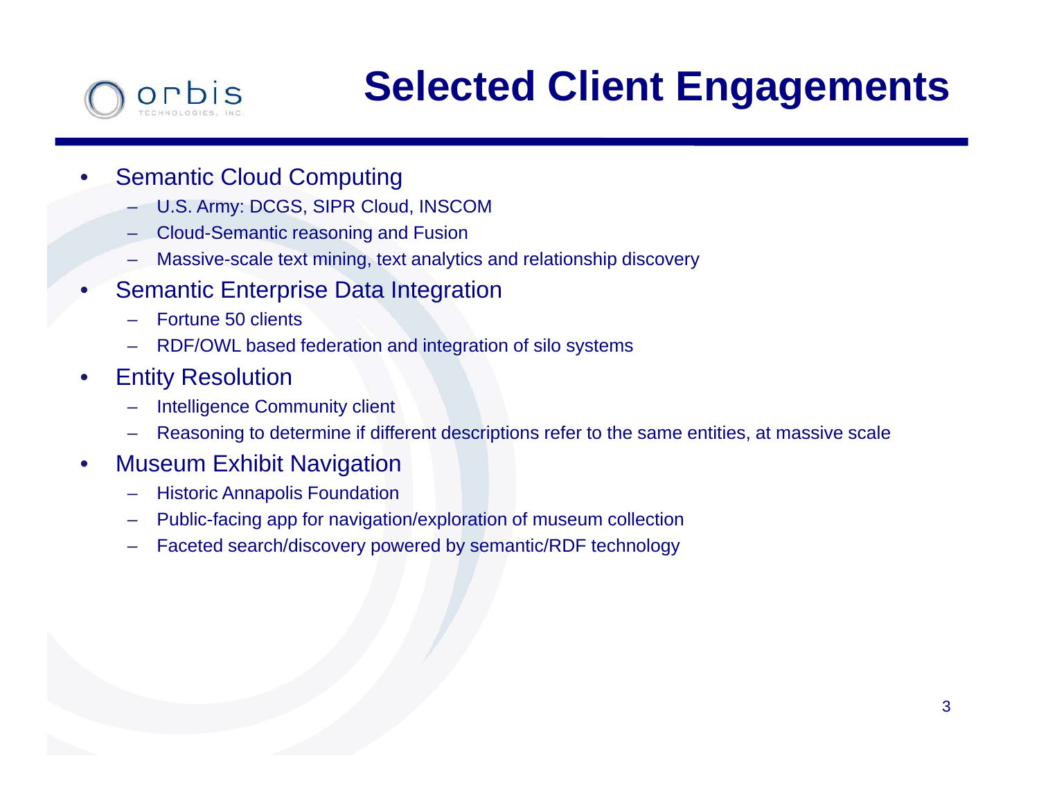# Selected Client Engagements

- Semantic Cloud Computing
  - U.S. Army: DCGS, SIPR Cloud, INSCOM
  - Cloud-Semantic reasoning and Fusion
  - Massive-scale text mining, text analytics and relationship discovery
- Semantic Enterprise Data Integration
  - Fortune 50 clients
  - RDF/OWL based federation and integration of silo systems
- Entity Resolution
  - Intelligence Community client
  - Reasoning to determine if different descriptions refer to the same entities, at massive scale
- Museum Exhibit Navigation
  - Historic Annapolis Foundation
  - Public-facing app for navigation/exploration of museum collection
  - Faceted search/discovery powered by semantic/RDF technology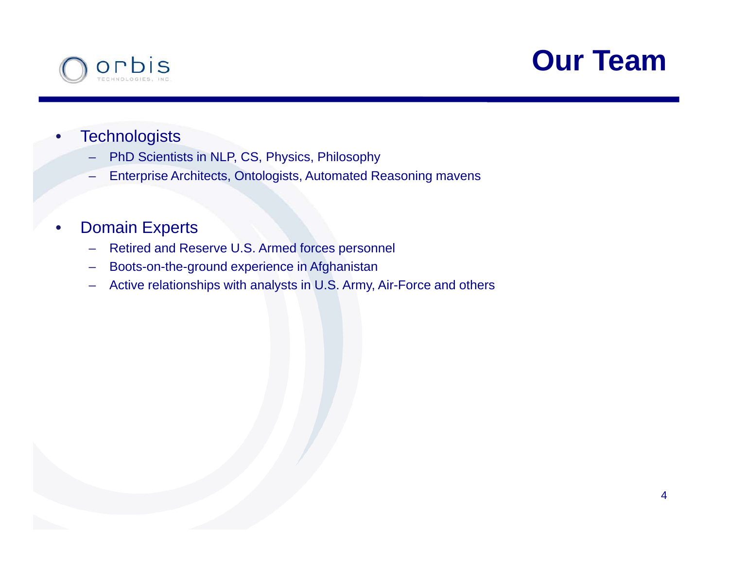# Our Team

- Technologists
  - PhD Scientists in NLP, CS, Physics, Philosophy
  - Enterprise Architects, Ontologists, Automated Reasoning mavens

- Domain Experts
  - Retired and Reserve U.S. Armed forces personnel
  - Boots-on-the-ground experience in Afghanistan
  - Active relationships with analysts in U.S. Army, Air-Force and others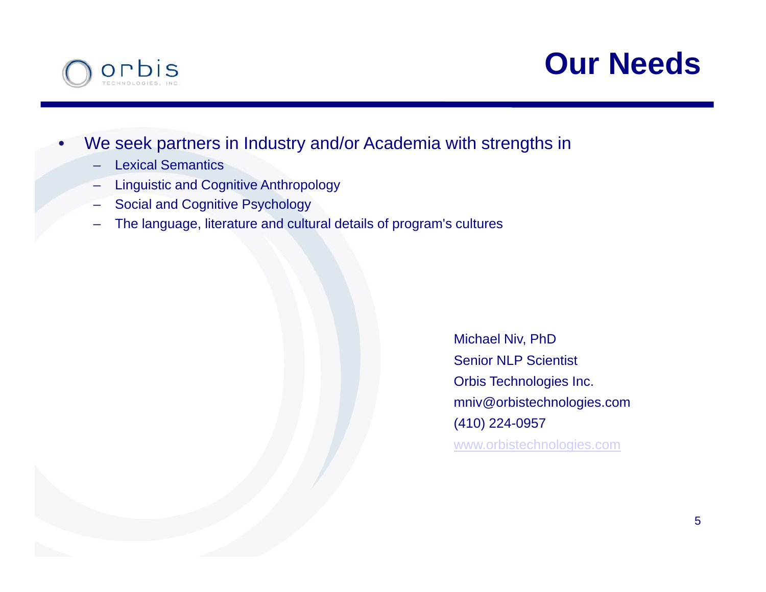# Our Needs

- We seek partners in Industry and/or Academia with strengths in
  - Lexical Semantics
  - Linguistic and Cognitive Anthropology
  - Social and Cognitive Psychology
  - The language, literature and cultural details of program's cultures

Michael Niv, PhD
Senior NLP Scientist
Orbis Technologies Inc.
mniv@orbistechnologies.com
(410) 224-0957
www.orbistechnologies.com